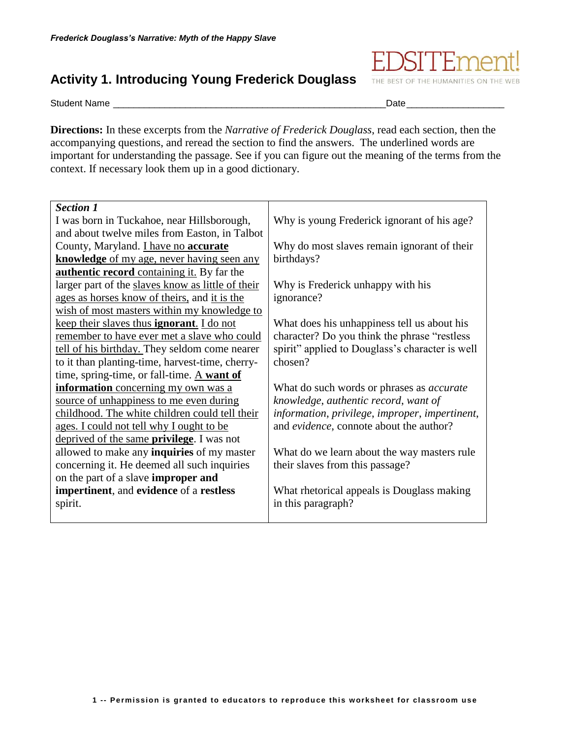*Frederick Douglass's Narrative: Myth of the Happy Slave*

## Activity 1. Introducing Young Frederick Douglass

EDSITEment! THE BEST OF THE HUMANITIES ON THE WEB

Student Name ____________________________________________________Date __________________

**Directions:** In these excerpts from the *Narrative of Frederick Douglass*, read each section, then the accompanying questions, and reread the section to find the answers. The underlined words are important for understanding the passage. See if you can figure out the meaning of the terms from the context. If necessary look them up in a good dictionary.

| *Section 1* | |
|---|---|
| I was born in Tuckahoe, near Hillsborough, and about twelve miles from Easton, in Talbot County, Maryland. <u>I have no **accurate knowledge** of my age, never having seen any **authentic record** containing it.</u> By far the larger part of the <u>slaves know as little of their ages as horses know of theirs,</u> and <u>it is the wish of most masters within my knowledge to keep their slaves thus **ignorant**.</u> <u>I do not remember to have ever met a slave who could tell of his birthday.</u> They seldom come nearer to it than planting-time, harvest-time, cherry-time, spring-time, or fall-time. <u>A **want of information** concerning my own was a source of unhappiness to me even during childhood. The white children could tell their ages. I could not tell why I ought to be deprived of the same **privilege**.</u> I was not allowed to make any **inquiries** of my master concerning it. He deemed all such inquiries on the part of a slave **improper and impertinent**, and **evidence** of a **restless** spirit. | Why is young Frederick ignorant of his age?<br><br>Why do most slaves remain ignorant of their birthdays?<br><br>Why is Frederick unhappy with his ignorance?<br><br>What does his unhappiness tell us about his character? Do you think the phrase "restless spirit" applied to Douglass's character is well chosen?<br><br>What do such words or phrases as *accurate knowledge*, *authentic record*, *want of information*, *privilege*, *improper*, *impertinent*, and *evidence*, connote about the author?<br><br>What do we learn about the way masters rule their slaves from this passage?<br><br>What rhetorical appeals is Douglass making in this paragraph? |

1 -- Permission is granted to educators to reproduce this worksheet for classroom use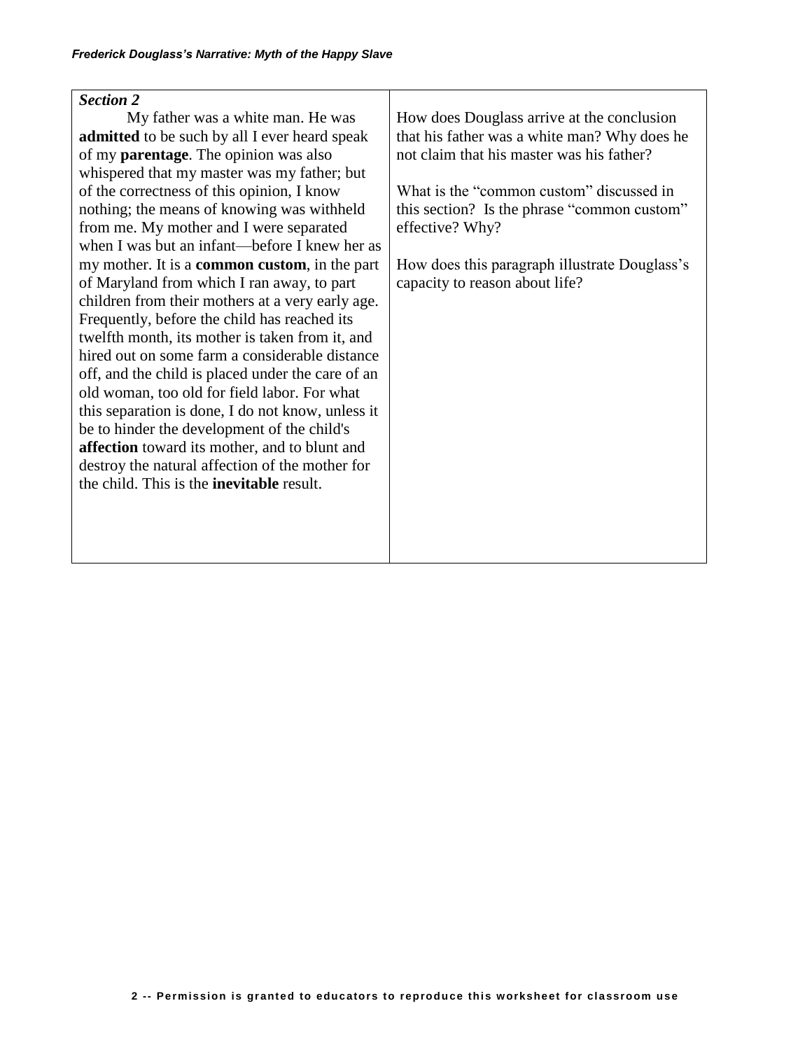| *Section 2* | |
|---|---|
| My father was a white man. He was **admitted** to be such by all I ever heard speak of my **parentage**. The opinion was also whispered that my master was my father; but of the correctness of this opinion, I know nothing; the means of knowing was withheld from me. My mother and I were separated when I was but an infant—before I knew her as my mother. It is a **common custom**, in the part of Maryland from which I ran away, to part children from their mothers at a very early age. Frequently, before the child has reached its twelfth month, its mother is taken from it, and hired out on some farm a considerable distance off, and the child is placed under the care of an old woman, too old for field labor. For what this separation is done, I do not know, unless it be to hinder the development of the child's **affection** toward its mother, and to blunt and destroy the natural affection of the mother for the child. This is the **inevitable** result. | How does Douglass arrive at the conclusion that his father was a white man? Why does he not claim that his master was his father?<br><br>What is the "common custom" discussed in this section? Is the phrase "common custom" effective? Why?<br><br>How does this paragraph illustrate Douglass's capacity to reason about life? |

Permission is granted to educators to reproduce this worksheet for classroom use